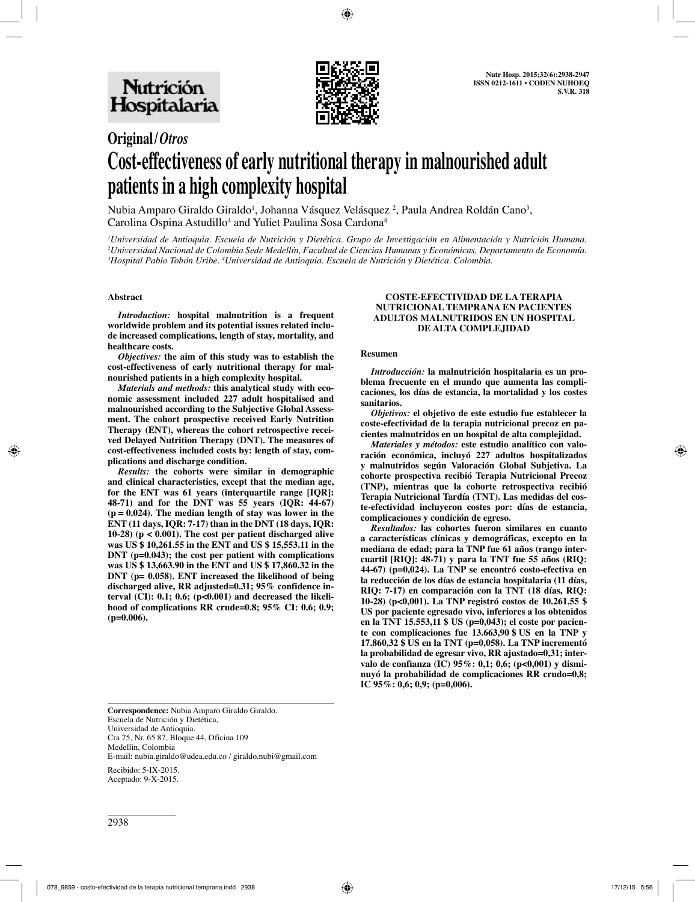# Original/*Otros*

# Cost-effectiveness of early nutritional therapy in malnourished adult patients in a high complexity hospital

Nubia Amparo Giraldo Giraldo[1], Johanna Vásquez Velásquez [2], Paula Andrea Roldán Cano[3], Carolina Ospina Astudillo[4] and Yuliet Paulina Sosa Cardona[4]

*[1]Universidad de Antioquia. Escuela de Nutrición y Dietética. Grupo de Investigación en Alimentación y Nutrición Humana. [2]Universidad Nacional de Colombia Sede Medellín, Facultad de Ciencias Humanas y Económicas, Departamento de Economía. [3]Hospital Pablo Tobón Uribe. [4]Universidad de Antioquia. Escuela de Nutrición y Dietética. Colombia.*

### Abstract

***Introduction:*** **hospital malnutrition is a frequent worldwide problem and its potential issues related include increased complications, length of stay, mortality, and healthcare costs.**

***Objectives:*** **the aim of this study was to establish the cost-effectiveness of early nutritional therapy for malnourished patients in a high complexity hospital.**

***Materials and methods:*** **this analytical study with economic assessment included 227 adult hospitalised and malnourished according to the Subjective Global Assessment. The cohort prospective received Early Nutrition Therapy (ENT), whereas the cohort retrospective received Delayed Nutrition Therapy (DNT). The measures of cost-effectiveness included costs by: length of stay, complications and discharge condition.**

***Results:*** **the cohorts were similar in demographic and clinical characteristics, except that the median age, for the ENT was 61 years (interquartile range [IQR]: 48-71) and for the DNT was 55 years (IQR: 44-67) (p = 0.024). The median length of stay was lower in the ENT (11 days, IQR: 7-17) than in the DNT (18 days, IQR: 10-28) (p < 0.001). The cost per patient discharged alive was US $ 10,261.55 in the ENT and US $ 15,553.11 in the DNT (p=0.043); the cost per patient with complications was US $ 13,663.90 in the ENT and US $ 17,860.32 in the DNT (p= 0.058). ENT increased the likelihood of being discharged alive, RR adjusted=0.31; 95% confidence interval (CI): 0.1; 0.6; (p<0.001) and decreased the likelihood of complications RR crude=0.8; 95% CI: 0.6; 0.9; (p=0.006).**

### COSTE-EFECTIVIDAD DE LA TERAPIA NUTRICIONAL TEMPRANA EN PACIENTES ADULTOS MALNUTRIDOS EN UN HOSPITAL DE ALTA COMPLEJIDAD

### Resumen

***Introducción:*** **la malnutrición hospitalaria es un problema frecuente en el mundo que aumenta las complicaciones, los días de estancia, la mortalidad y los costes sanitarios.**

***Objetivos:*** **el objetivo de este estudio fue establecer la coste-efectividad de la terapia nutricional precoz en pacientes malnutridos en un hospital de alta complejidad.**

***Materiales y métodos:*** **este estudio analítico con valoración económica, incluyó 227 adultos hospitalizados y malnutridos según Valoración Global Subjetiva. La cohorte prospectiva recibió Terapia Nutricional Precoz (TNP), mientras que la cohorte retrospectiva recibió Terapia Nutricional Tardía (TNT). Las medidas del coste-efectividad incluyeron costes por: días de estancia, complicaciones y condición de egreso.**

***Resultados:*** **las cohortes fueron similares en cuanto a características clínicas y demográficas, excepto en la mediana de edad; para la TNP fue 61 años (rango intercuartil [RIQ]: 48-71) y para la TNT fue 55 años (RIQ: 44-67) (p=0,024). La TNP se encontró costo-efectiva en la reducción de los días de estancia hospitalaria (11 días, RIQ: 7-17) en comparación con la TNT (18 días, RIQ: 10-28) (p<0,001). La TNP registró costes de 10.261,55 $ US por paciente egresado vivo, inferiores a los obtenidos en la TNT 15.553,11 $ US (p=0,043); el coste por paciente con complicaciones fue 13.663,90 $ US en la TNP y 17.860,32 $ US en la TNT (p=0,058). La TNP incrementó la probabilidad de egresar vivo, RR ajustado=0,31; intervalo de confianza (IC) 95%: 0,1; 0,6; (p<0,001) y disminuyó la probabilidad de complicaciones RR crudo=0,8; IC 95%: 0,6; 0,9; (p=0,006).**

---

**Correspondence:** Nubia Amparo Giraldo Giraldo.
Escuela de Nutrición y Dietética,
Universidad de Antioquia.
Cra 75, Nr. 65 87, Bloque 44, Oficina 109
Medellín, Colombia
E-mail: nubia.giraldo@udea.edu.co / giraldo.nubi@gmail.com

Recibido: 5-IX-2015.
Aceptado: 9-X-2015.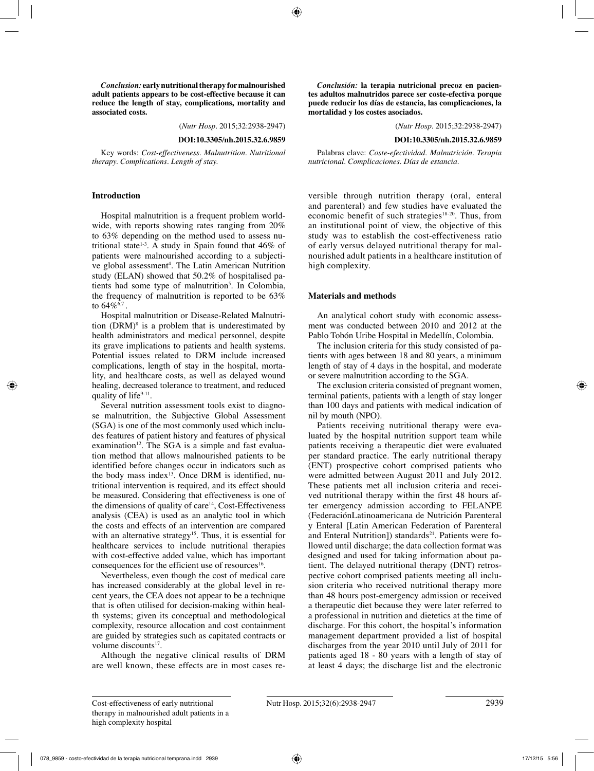*Conclusion:* **early nutritional therapy for malnourished adult patients appears to be cost-effective because it can reduce the length of stay, complications, mortality and associated costs.**

(*Nutr Hosp*. 2015;32:2938-2947)

**DOI:10.3305/nh.2015.32.6.9859**

Key words: *Cost-effectiveness. Malnutrition. Nutritional therapy. Complications. Length of stay.*

*Conclusión:* **la terapia nutricional precoz en pacientes adultos malnutridos parece ser coste-efectiva porque puede reducir los días de estancia, las complicaciones, la mortalidad y los costes asociados.**

(*Nutr Hosp*. 2015;32:2938-2947)

**DOI:10.3305/nh.2015.32.6.9859**

Palabras clave: *Coste-efectividad. Malnutrición. Terapia nutricional. Complicaciones. Días de estancia.*

## Introduction

Hospital malnutrition is a frequent problem worldwide, with reports showing rates ranging from 20% to 63% depending on the method used to assess nutritional state[1-3]. A study in Spain found that 46% of patients were malnourished according to a subjective global assessment[4]. The Latin American Nutrition study (ELAN) showed that 50.2% of hospitalised patients had some type of malnutrition[5]. In Colombia, the frequency of malnutrition is reported to be 63% to 64%[6,7].

Hospital malnutrition or Disease-Related Malnutrition (DRM)[8] is a problem that is underestimated by health administrators and medical personnel, despite its grave implications to patients and health systems. Potential issues related to DRM include increased complications, length of stay in the hospital, mortality, and healthcare costs, as well as delayed wound healing, decreased tolerance to treatment, and reduced quality of life[9-11].

Several nutrition assessment tools exist to diagnose malnutrition, the Subjective Global Assessment (SGA) is one of the most commonly used which includes features of patient history and features of physical examination[12]. The SGA is a simple and fast evaluation method that allows malnourished patients to be identified before changes occur in indicators such as the body mass index[13]. Once DRM is identified, nutritional intervention is required, and its effect should be measured. Considering that effectiveness is one of the dimensions of quality of care[14], Cost-Effectiveness analysis (CEA) is used as an analytic tool in which the costs and effects of an intervention are compared with an alternative strategy[15]. Thus, it is essential for healthcare services to include nutritional therapies with cost-effective added value, which has important consequences for the efficient use of resources[16].

Nevertheless, even though the cost of medical care has increased considerably at the global level in recent years, the CEA does not appear to be a technique that is often utilised for decision-making within health systems; given its conceptual and methodological complexity, resource allocation and cost containment are guided by strategies such as capitated contracts or volume discounts[17].

Although the negative clinical results of DRM are well known, these effects are in most cases reversible through nutrition therapy (oral, enteral and parenteral) and few studies have evaluated the economic benefit of such strategies[18-20]. Thus, from an institutional point of view, the objective of this study was to establish the cost-effectiveness ratio of early versus delayed nutritional therapy for malnourished adult patients in a healthcare institution of high complexity.

## Materials and methods

An analytical cohort study with economic assessment was conducted between 2010 and 2012 at the Pablo Tobón Uribe Hospital in Medellín, Colombia.

The inclusion criteria for this study consisted of patients with ages between 18 and 80 years, a minimum length of stay of 4 days in the hospital, and moderate or severe malnutrition according to the SGA.

The exclusion criteria consisted of pregnant women, terminal patients, patients with a length of stay longer than 100 days and patients with medical indication of nil by mouth (NPO).

Patients receiving nutritional therapy were evaluated by the hospital nutrition support team while patients receiving a therapeutic diet were evaluated per standard practice. The early nutritional therapy (ENT) prospective cohort comprised patients who were admitted between August 2011 and July 2012. These patients met all inclusion criteria and received nutritional therapy within the first 48 hours after emergency admission according to FELANPE (FederaciónLatinoamericana de Nutrición Parenteral y Enteral [Latin American Federation of Parenteral and Enteral Nutrition]) standards[21]. Patients were followed until discharge; the data collection format was designed and used for taking information about patient. The delayed nutritional therapy (DNT) retrospective cohort comprised patients meeting all inclusion criteria who received nutritional therapy more than 48 hours post-emergency admission or received a therapeutic diet because they were later referred to a professional in nutrition and dietetics at the time of discharge. For this cohort, the hospital's information management department provided a list of hospital discharges from the year 2010 until July of 2011 for patients aged 18 - 80 years with a length of stay of at least 4 days; the discharge list and the electronic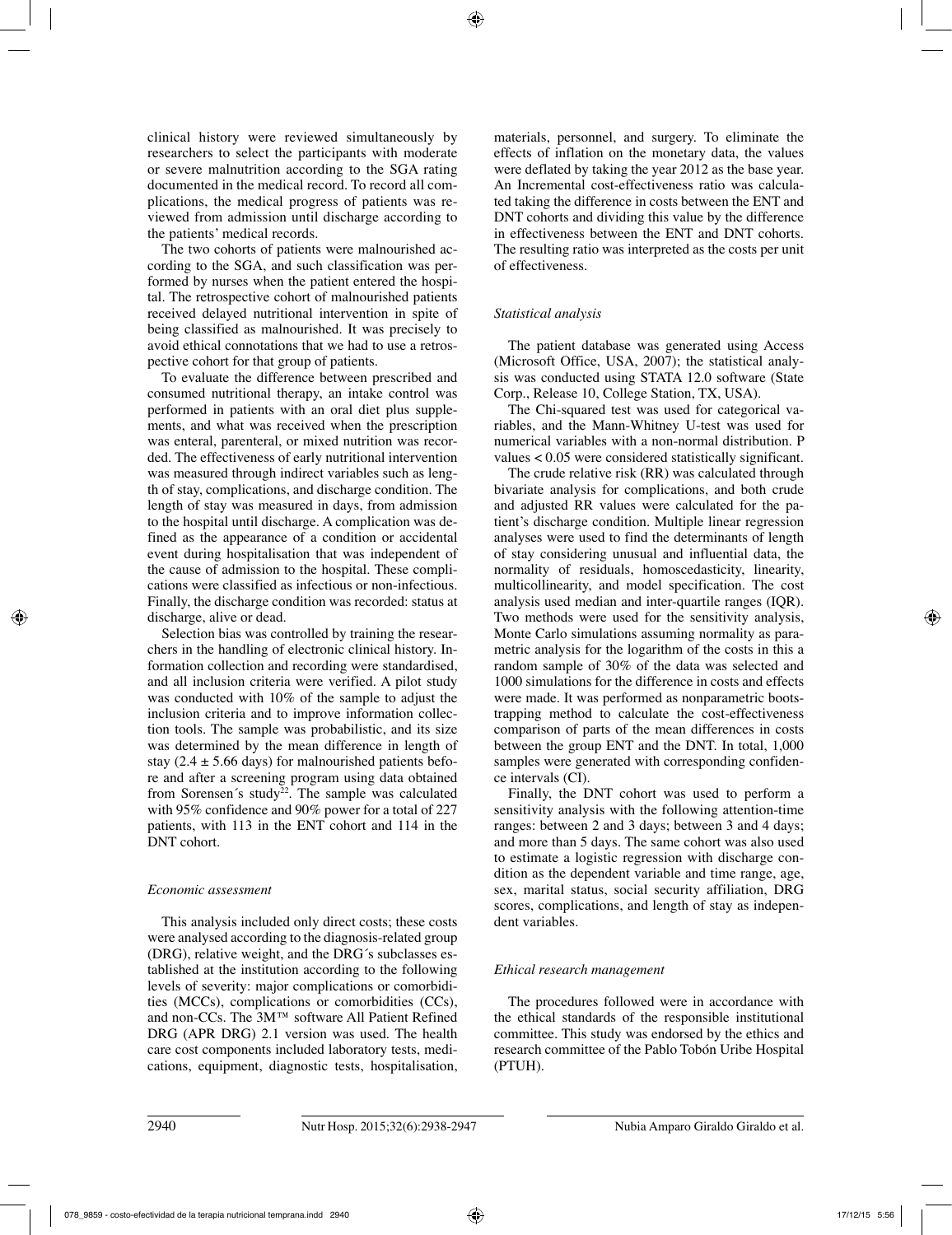clinical history were reviewed simultaneously by researchers to select the participants with moderate or severe malnutrition according to the SGA rating documented in the medical record. To record all complications, the medical progress of patients was reviewed from admission until discharge according to the patients' medical records.

The two cohorts of patients were malnourished according to the SGA, and such classification was performed by nurses when the patient entered the hospital. The retrospective cohort of malnourished patients received delayed nutritional intervention in spite of being classified as malnourished. It was precisely to avoid ethical connotations that we had to use a retrospective cohort for that group of patients.

To evaluate the difference between prescribed and consumed nutritional therapy, an intake control was performed in patients with an oral diet plus supplements, and what was received when the prescription was enteral, parenteral, or mixed nutrition was recorded. The effectiveness of early nutritional intervention was measured through indirect variables such as length of stay, complications, and discharge condition. The length of stay was measured in days, from admission to the hospital until discharge. A complication was defined as the appearance of a condition or accidental event during hospitalisation that was independent of the cause of admission to the hospital. These complications were classified as infectious or non-infectious. Finally, the discharge condition was recorded: status at discharge, alive or dead.

Selection bias was controlled by training the researchers in the handling of electronic clinical history. Information collection and recording were standardised, and all inclusion criteria were verified. A pilot study was conducted with 10% of the sample to adjust the inclusion criteria and to improve information collection tools. The sample was probabilistic, and its size was determined by the mean difference in length of stay (2.4 ± 5.66 days) for malnourished patients before and after a screening program using data obtained from Sorensen´s study[22]. The sample was calculated with 95% confidence and 90% power for a total of 227 patients, with 113 in the ENT cohort and 114 in the DNT cohort.

### *Economic assessment*

This analysis included only direct costs; these costs were analysed according to the diagnosis-related group (DRG), relative weight, and the DRG´s subclasses established at the institution according to the following levels of severity: major complications or comorbidities (MCCs), complications or comorbidities (CCs), and non-CCs. The 3M™ software All Patient Refined DRG (APR DRG) 2.1 version was used. The health care cost components included laboratory tests, medications, equipment, diagnostic tests, hospitalisation, materials, personnel, and surgery. To eliminate the effects of inflation on the monetary data, the values were deflated by taking the year 2012 as the base year. An Incremental cost-effectiveness ratio was calculated taking the difference in costs between the ENT and DNT cohorts and dividing this value by the difference in effectiveness between the ENT and DNT cohorts. The resulting ratio was interpreted as the costs per unit of effectiveness.

### *Statistical analysis*

The patient database was generated using Access (Microsoft Office, USA, 2007); the statistical analysis was conducted using STATA 12.0 software (State Corp., Release 10, College Station, TX, USA).

The Chi-squared test was used for categorical variables, and the Mann-Whitney U-test was used for numerical variables with a non-normal distribution. P values < 0.05 were considered statistically significant.

The crude relative risk (RR) was calculated through bivariate analysis for complications, and both crude and adjusted RR values were calculated for the patient's discharge condition. Multiple linear regression analyses were used to find the determinants of length of stay considering unusual and influential data, the normality of residuals, homoscedasticity, linearity, multicollinearity, and model specification. The cost analysis used median and inter-quartile ranges (IQR). Two methods were used for the sensitivity analysis, Monte Carlo simulations assuming normality as parametric analysis for the logarithm of the costs in this a random sample of 30% of the data was selected and 1000 simulations for the difference in costs and effects were made. It was performed as nonparametric bootstrapping method to calculate the cost-effectiveness comparison of parts of the mean differences in costs between the group ENT and the DNT. In total, 1,000 samples were generated with corresponding confidence intervals (CI).

Finally, the DNT cohort was used to perform a sensitivity analysis with the following attention-time ranges: between 2 and 3 days; between 3 and 4 days; and more than 5 days. The same cohort was also used to estimate a logistic regression with discharge condition as the dependent variable and time range, age, sex, marital status, social security affiliation, DRG scores, complications, and length of stay as independent variables.

### *Ethical research management*

The procedures followed were in accordance with the ethical standards of the responsible institutional committee. This study was endorsed by the ethics and research committee of the Pablo Tobón Uribe Hospital (PTUH).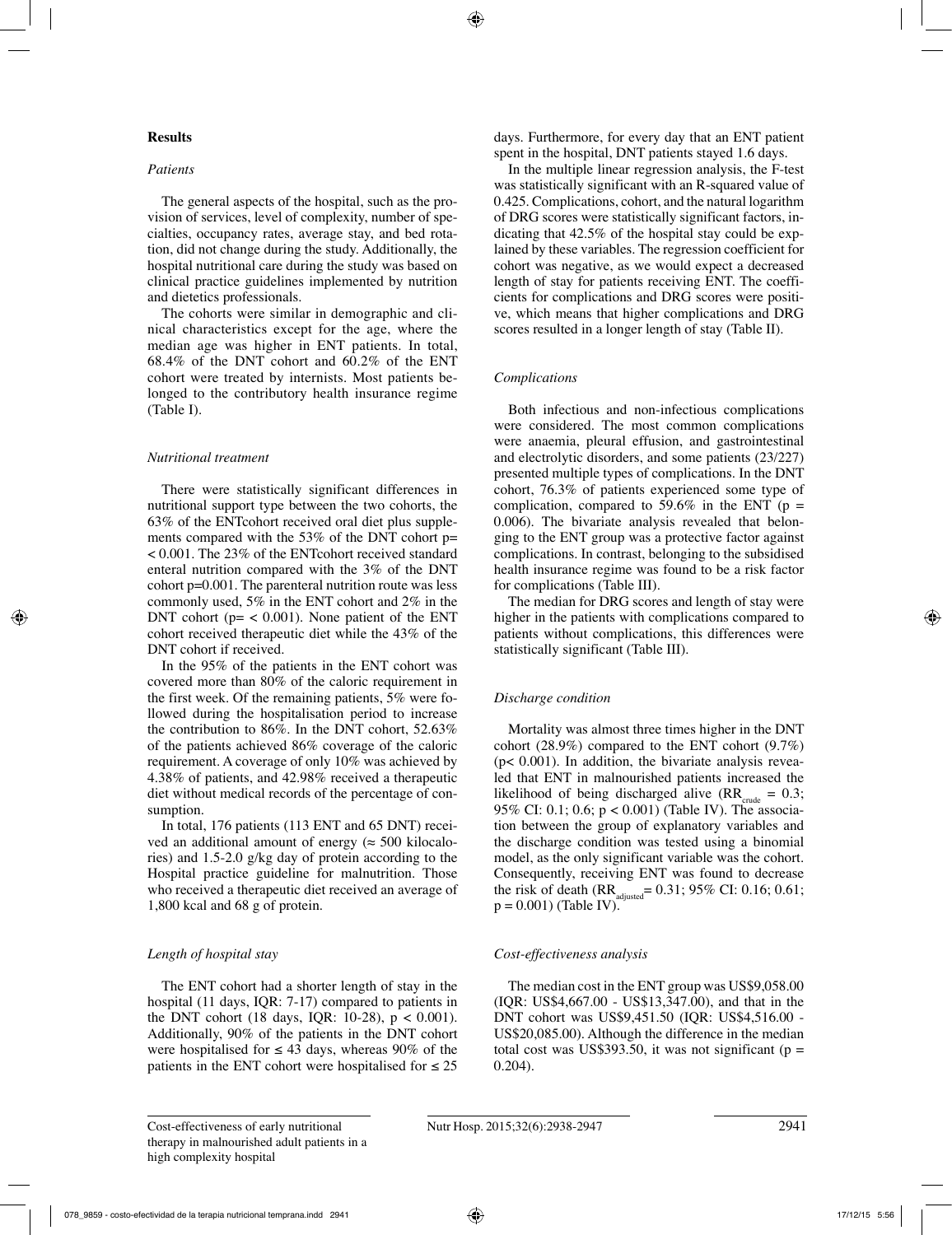## Results

### *Patients*

The general aspects of the hospital, such as the provision of services, level of complexity, number of specialties, occupancy rates, average stay, and bed rotation, did not change during the study. Additionally, the hospital nutritional care during the study was based on clinical practice guidelines implemented by nutrition and dietetics professionals.

The cohorts were similar in demographic and clinical characteristics except for the age, where the median age was higher in ENT patients. In total, 68.4% of the DNT cohort and 60.2% of the ENT cohort were treated by internists. Most patients belonged to the contributory health insurance regime (Table I).

### *Nutritional treatment*

There were statistically significant differences in nutritional support type between the two cohorts, the 63% of the ENTcohort received oral diet plus supplements compared with the 53% of the DNT cohort p= < 0.001. The 23% of the ENTcohort received standard enteral nutrition compared with the 3% of the DNT cohort p=0.001. The parenteral nutrition route was less commonly used, 5% in the ENT cohort and 2% in the DNT cohort (p= < 0.001). None patient of the ENT cohort received therapeutic diet while the 43% of the DNT cohort if received.

In the 95% of the patients in the ENT cohort was covered more than 80% of the caloric requirement in the first week. Of the remaining patients, 5% were followed during the hospitalisation period to increase the contribution to 86%. In the DNT cohort, 52.63% of the patients achieved 86% coverage of the caloric requirement. A coverage of only 10% was achieved by 4.38% of patients, and 42.98% received a therapeutic diet without medical records of the percentage of consumption.

In total, 176 patients (113 ENT and 65 DNT) received an additional amount of energy (≈ 500 kilocalories) and 1.5-2.0 g/kg day of protein according to the Hospital practice guideline for malnutrition. Those who received a therapeutic diet received an average of 1,800 kcal and 68 g of protein.

### *Length of hospital stay*

The ENT cohort had a shorter length of stay in the hospital (11 days, IQR: 7-17) compared to patients in the DNT cohort (18 days, IQR: 10-28), $p < 0.001$). Additionally, 90% of the patients in the DNT cohort were hospitalised for ≤ 43 days, whereas 90% of the patients in the ENT cohort were hospitalised for ≤ 25 days. Furthermore, for every day that an ENT patient spent in the hospital, DNT patients stayed 1.6 days.

In the multiple linear regression analysis, the F-test was statistically significant with an R-squared value of 0.425. Complications, cohort, and the natural logarithm of DRG scores were statistically significant factors, indicating that 42.5% of the hospital stay could be explained by these variables. The regression coefficient for cohort was negative, as we would expect a decreased length of stay for patients receiving ENT. The coefficients for complications and DRG scores were positive, which means that higher complications and DRG scores resulted in a longer length of stay (Table II).

### *Complications*

Both infectious and non-infectious complications were considered. The most common complications were anaemia, pleural effusion, and gastrointestinal and electrolytic disorders, and some patients (23/227) presented multiple types of complications. In the DNT cohort, 76.3% of patients experienced some type of complication, compared to 59.6% in the ENT ($p = 0.006$). The bivariate analysis revealed that belonging to the ENT group was a protective factor against complications. In contrast, belonging to the subsidised health insurance regime was found to be a risk factor for complications (Table III).

The median for DRG scores and length of stay were higher in the patients with complications compared to patients without complications, this differences were statistically significant (Table III).

### *Discharge condition*

Mortality was almost three times higher in the DNT cohort (28.9%) compared to the ENT cohort (9.7%) ($p < 0.001$). In addition, the bivariate analysis revealed that ENT in malnourished patients increased the likelihood of being discharged alive ($RR_{crude} = 0.3$; 95% CI: 0.1; 0.6; $p < 0.001$) (Table IV). The association between the group of explanatory variables and the discharge condition was tested using a binomial model, as the only significant variable was the cohort. Consequently, receiving ENT was found to decrease the risk of death ($RR_{adjusted} = 0.31$; 95% CI: 0.16; 0.61; $p = 0.001$) (Table IV).

### *Cost-effectiveness analysis*

The median cost in the ENT group was US$9,058.00 (IQR: US$4,667.00 - US$13,347.00), and that in the DNT cohort was US$9,451.50 (IQR: US$4,516.00 - US$20,085.00). Although the difference in the median total cost was US$393.50, it was not significant ($p = 0.204$).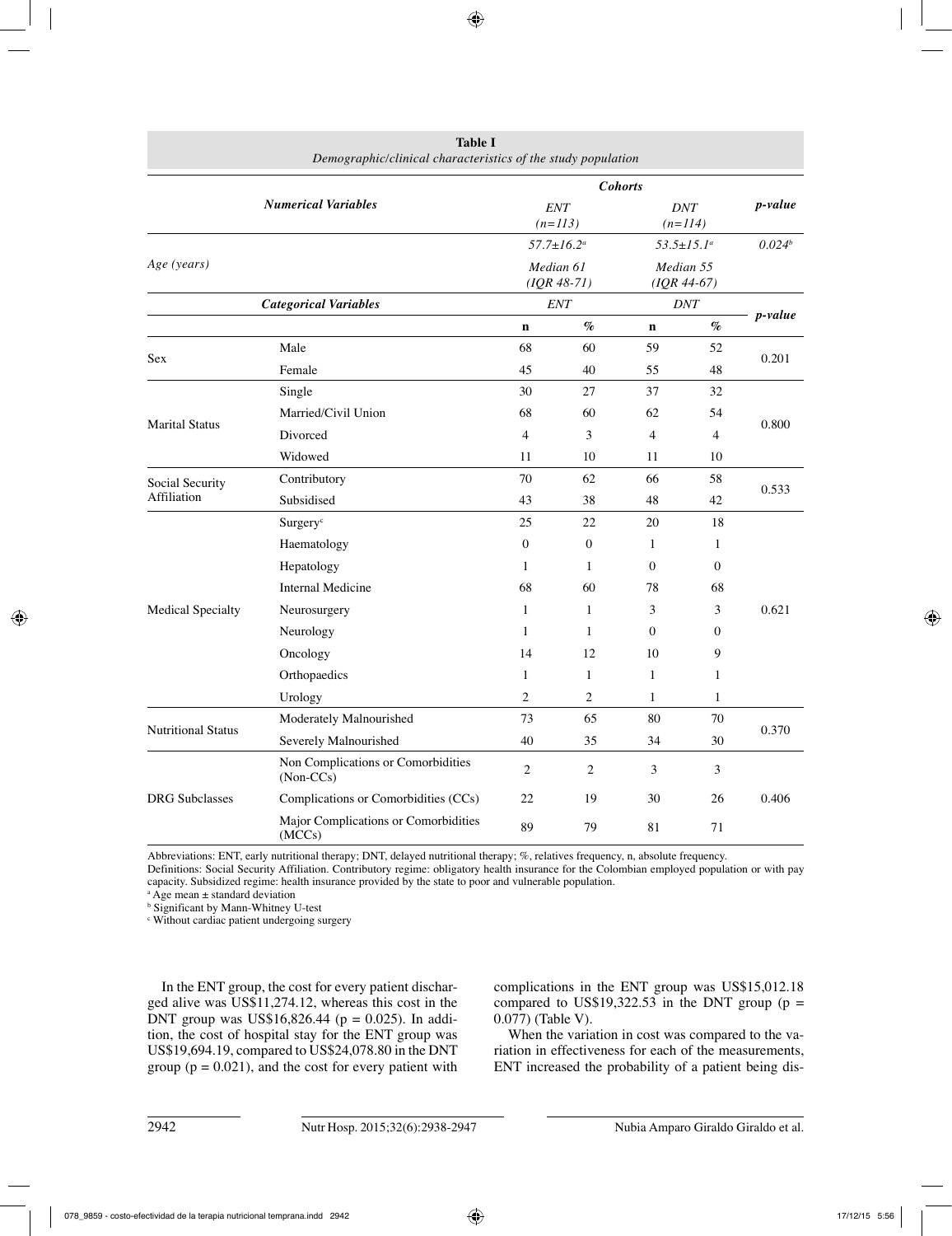**Table I**
*Demographic/clinical characteristics of the study population*

| *Numerical Variables* | | *Cohorts* | | | | *p-value* |
|---|---|---|---|---|---|---|
| | | *ENT (n=113)* | | *DNT (n=114)* | | |
| *Age (years)* | | *57.7±16.2*[a] | | *53.5±15.1*[a] | | *0.024*[b] |
| | | *Median 61 (IQR 48-71)* | | *Median 55 (IQR 44-67)* | | |
| ***Categorical Variables*** | | *ENT* | | *DNT* | | *p-value* |
| | | **n** | *%* | **n** | *%* | |
| Sex | Male | 68 | 60 | 59 | 52 | 0.201 |
| | Female | 45 | 40 | 55 | 48 | |
| Marital Status | Single | 30 | 27 | 37 | 32 | 0.800 |
| | Married/Civil Union | 68 | 60 | 62 | 54 | |
| | Divorced | 4 | 3 | 4 | 4 | |
| | Widowed | 11 | 10 | 11 | 10 | |
| Social Security Affiliation | Contributory | 70 | 62 | 66 | 58 | 0.533 |
| | Subsidised | 43 | 38 | 48 | 42 | |
| Medical Specialty | Surgery[c] | 25 | 22 | 20 | 18 | 0.621 |
| | Haematology | 0 | 0 | 1 | 1 | |
| | Hepatology | 1 | 1 | 0 | 0 | |
| | Internal Medicine | 68 | 60 | 78 | 68 | |
| | Neurosurgery | 1 | 1 | 3 | 3 | |
| | Neurology | 1 | 1 | 0 | 0 | |
| | Oncology | 14 | 12 | 10 | 9 | |
| | Orthopaedics | 1 | 1 | 1 | 1 | |
| | Urology | 2 | 2 | 1 | 1 | |
| Nutritional Status | Moderately Malnourished | 73 | 65 | 80 | 70 | 0.370 |
| | Severely Malnourished | 40 | 35 | 34 | 30 | |
| DRG Subclasses | Non Complications or Comorbidities (Non-CCs) | 2 | 2 | 3 | 3 | 0.406 |
| | Complications or Comorbidities (CCs) | 22 | 19 | 30 | 26 | |
| | Major Complications or Comorbidities (MCCs) | 89 | 79 | 81 | 71 | |

Abbreviations: ENT, early nutritional therapy; DNT, delayed nutritional therapy; %, relatives frequency, n, absolute frequency.
Definitions: Social Security Affiliation. Contributory regime: obligatory health insurance for the Colombian employed population or with pay capacity. Subsidized regime: health insurance provided by the state to poor and vulnerable population.
[a] Age mean ± standard deviation
[b] Significant by Mann-Whitney U-test
[c] Without cardiac patient undergoing surgery

In the ENT group, the cost for every patient discharged alive was US$11,274.12, whereas this cost in the DNT group was US$16,826.44 ($p = 0.025$). In addition, the cost of hospital stay for the ENT group was US$19,694.19, compared to US$24,078.80 in the DNT group ($p = 0.021$), and the cost for every patient with complications in the ENT group was US$15,012.18 compared to US$19,322.53 in the DNT group ($p = 0.077$) (Table V).

When the variation in cost was compared to the variation in effectiveness for each of the measurements, ENT increased the probability of a patient being dis-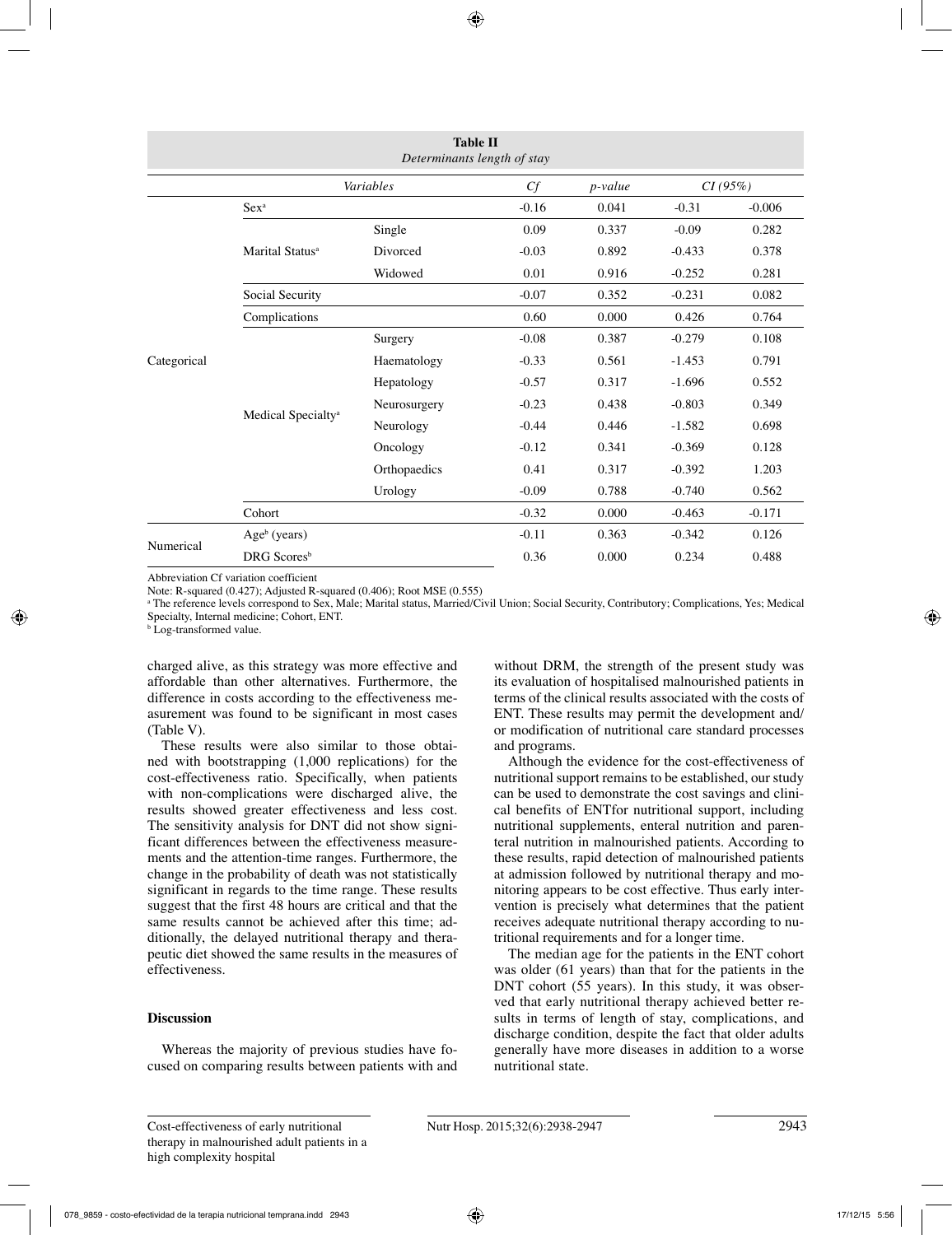**Table II**
*Determinants length of stay*

| | *Variables* | | *Cf* | *p-value* | *CI (95%)* | |
|---|---|---|---|---|---|---|
| Categorical | Sex[a] | | -0.16 | 0.041 | -0.31 | -0.006 |
| | Marital Status[a] | Single | 0.09 | 0.337 | -0.09 | 0.282 |
| | | Divorced | -0.03 | 0.892 | -0.433 | 0.378 |
| | | Widowed | 0.01 | 0.916 | -0.252 | 0.281 |
| | Social Security | | -0.07 | 0.352 | -0.231 | 0.082 |
| | Complications | | 0.60 | 0.000 | 0.426 | 0.764 |
| | Medical Specialty[a] | Surgery | -0.08 | 0.387 | -0.279 | 0.108 |
| | | Haematology | -0.33 | 0.561 | -1.453 | 0.791 |
| | | Hepatology | -0.57 | 0.317 | -1.696 | 0.552 |
| | | Neurosurgery | -0.23 | 0.438 | -0.803 | 0.349 |
| | | Neurology | -0.44 | 0.446 | -1.582 | 0.698 |
| | | Oncology | -0.12 | 0.341 | -0.369 | 0.128 |
| | | Orthopaedics | 0.41 | 0.317 | -0.392 | 1.203 |
| | | Urology | -0.09 | 0.788 | -0.740 | 0.562 |
| | Cohort | | -0.32 | 0.000 | -0.463 | -0.171 |
| Numerical | Age[b] (years) | | -0.11 | 0.363 | -0.342 | 0.126 |
| | DRG Scores[b] | | 0.36 | 0.000 | 0.234 | 0.488 |

Abbreviation Cf variation coefficient

Note: R-squared (0.427); Adjusted R-squared (0.406); Root MSE (0.555)

[a] The reference levels correspond to Sex, Male; Marital status, Married/Civil Union; Social Security, Contributory; Complications, Yes; Medical Specialty, Internal medicine; Cohort, ENT.

[b] Log-transformed value.

charged alive, as this strategy was more effective and affordable than other alternatives. Furthermore, the difference in costs according to the effectiveness measurement was found to be significant in most cases (Table V).

These results were also similar to those obtained with bootstrapping (1,000 replications) for the cost-effectiveness ratio. Specifically, when patients with non-complications were discharged alive, the results showed greater effectiveness and less cost. The sensitivity analysis for DNT did not show significant differences between the effectiveness measurements and the attention-time ranges. Furthermore, the change in the probability of death was not statistically significant in regards to the time range. These results suggest that the first 48 hours are critical and that the same results cannot be achieved after this time; additionally, the delayed nutritional therapy and therapeutic diet showed the same results in the measures of effectiveness.

## Discussion

Whereas the majority of previous studies have focused on comparing results between patients with and without DRM, the strength of the present study was its evaluation of hospitalised malnourished patients in terms of the clinical results associated with the costs of ENT. These results may permit the development and/or modification of nutritional care standard processes and programs.

Although the evidence for the cost-effectiveness of nutritional support remains to be established, our study can be used to demonstrate the cost savings and clinical benefits of ENTfor nutritional support, including nutritional supplements, enteral nutrition and parenteral nutrition in malnourished patients. According to these results, rapid detection of malnourished patients at admission followed by nutritional therapy and monitoring appears to be cost effective. Thus early intervention is precisely what determines that the patient receives adequate nutritional therapy according to nutritional requirements and for a longer time.

The median age for the patients in the ENT cohort was older (61 years) than that for the patients in the DNT cohort (55 years). In this study, it was observed that early nutritional therapy achieved better results in terms of length of stay, complications, and discharge condition, despite the fact that older adults generally have more diseases in addition to a worse nutritional state.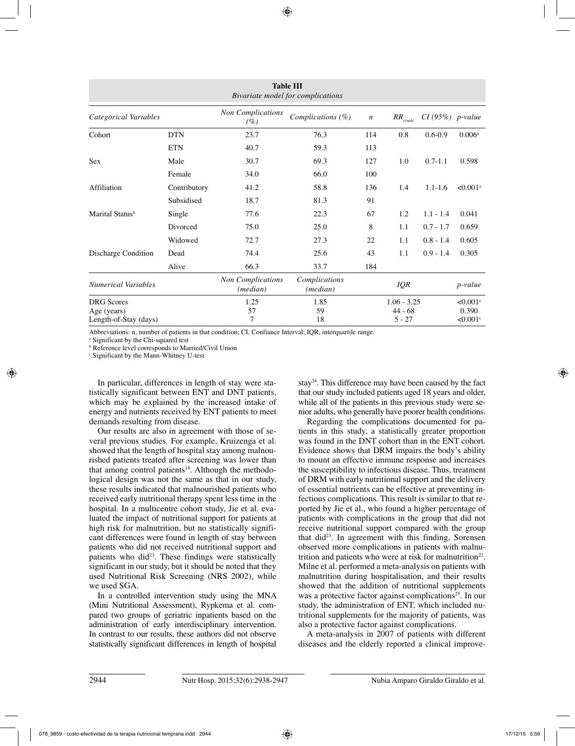**Table III**
*Bivariate model for complications*

| *Categorical Variables* | | *Non Complications (%)* | *Complications (%)* | *n* | $RR_{crude}$ | *CI (95%)* | *p-value* |
|---|---|---|---|---|---|---|---|
| Cohort | DTN | 23.7 | 76.3 | 114 | 0.8 | 0.6-0.9 | 0.006[a] |
| | ETN | 40.7 | 59.3 | 113 | | | |
| Sex | Male | 30.7 | 69.3 | 127 | 1.0 | 0.7-1.1 | 0.598 |
| | Female | 34.0 | 66.0 | 100 | | | |
| Affiliation | Contributory | 41.2 | 58.8 | 136 | 1.4 | 1.1-1.6 | <0.001[a] |
| | Subsidised | 18.7 | 81.3 | 91 | | | |
| Marital Status[b] | Single | 77.6 | 22.3 | 67 | 1.2 | 1.1 - 1.4 | 0.041 |
| | Divorced | 75.0 | 25.0 | 8 | 1.1 | 0.7 - 1.7 | 0.659 |
| | Widowed | 72.7 | 27.3 | 22 | 1.1 | 0.8 - 1.4 | 0.605 |
| Discharge Condition | Dead | 74.4 | 25.6 | 43 | 1.1 | 0.9 - 1.4 | 0.305 |
| | Alive | 66.3 | 33.7 | 184 | | | |
| *Numerical Variables* | | *Non Complications (median)* | *Complications (median)* | | *IQR* | | *p-value* |
| DRG Scores | | 1.25 | 1.85 | | 1.06 - 3.25 | | <0.001[c] |
| Age (years) | | 57 | 59 | | 44 - 68 | | 0.390 |
| Length-of-Stay (days) | | 7 | 18 | | 5 - 27 | | <0.001[c] |

Abbreviations: n, number of patients in that condition; CI, Confiance Interval; IQR, interquartile range.
[a] Significant by the Chi-squared test
[b] Reference level corresponds to Married/Civil Union
[c] Significant by the Mann-Whitney U-test

In particular, differences in length of stay were statistically significant between ENT and DNT patients, which may be explained by the increased intake of energy and nutrients received by ENT patients to meet demands resulting from disease.

Our results are also in agreement with those of several previous studies. For example, Kruizenga et al. showed that the length of hospital stay among malnourished patients treated after screening was lower than that among control patients[18]. Although the methodological design was not the same as that in our study, these results indicated that malnourished patients who received early nutritional therapy spent less time in the hospital. In a multicentre cohort study, Jie et al. evaluated the impact of nutritional support for patients at high risk for malnutrition, but no statistically significant differences were found in length of stay between patients who did not received nutritional support and patients who did[23]. These findings were statistically significant in our study, but it should be noted that they used Nutritional Risk Screening (NRS 2002), while we used SGA.

In a controlled intervention study using the MNA (Mini Nutritional Assessment), Rypkema et al. compared two groups of geriatric inpatients based on the administration of early interdisciplinary intervention. In contrast to our results, these authors did not observe statistically significant differences in length of hospital stay[24]. This difference may have been caused by the fact that our study included patients aged 18 years and older, while all of the patients in this previous study were senior adults, who generally have poorer health conditions.

Regarding the complications documented for patients in this study, a statistically greater proportion was found in the DNT cohort than in the ENT cohort. Evidence shows that DRM impairs the body's ability to mount an effective immune response and increases the susceptibility to infectious disease. Thus, treatment of DRM with early nutritional support and the delivery of essential nutrients can be effective at preventing infectious complications. This result is similar to that reported by Jie et al., who found a higher percentage of patients with complications in the group that did not receive nutritional support compared with the group that did[23]. In agreement with this finding, Sorensen observed more complications in patients with malnutrition and patients who were at risk for malnutrition[22]. Milne et al. performed a meta-analysis on patients with malnutrition during hospitalisation, and their results showed that the addition of nutritional supplements was a protective factor against complications[25]. In our study, the administration of ENT, which included nutritional supplements for the majority of patients, was also a protective factor against complications.

A meta-analysis in 2007 of patients with different diseases and the elderly reported a clinical improve-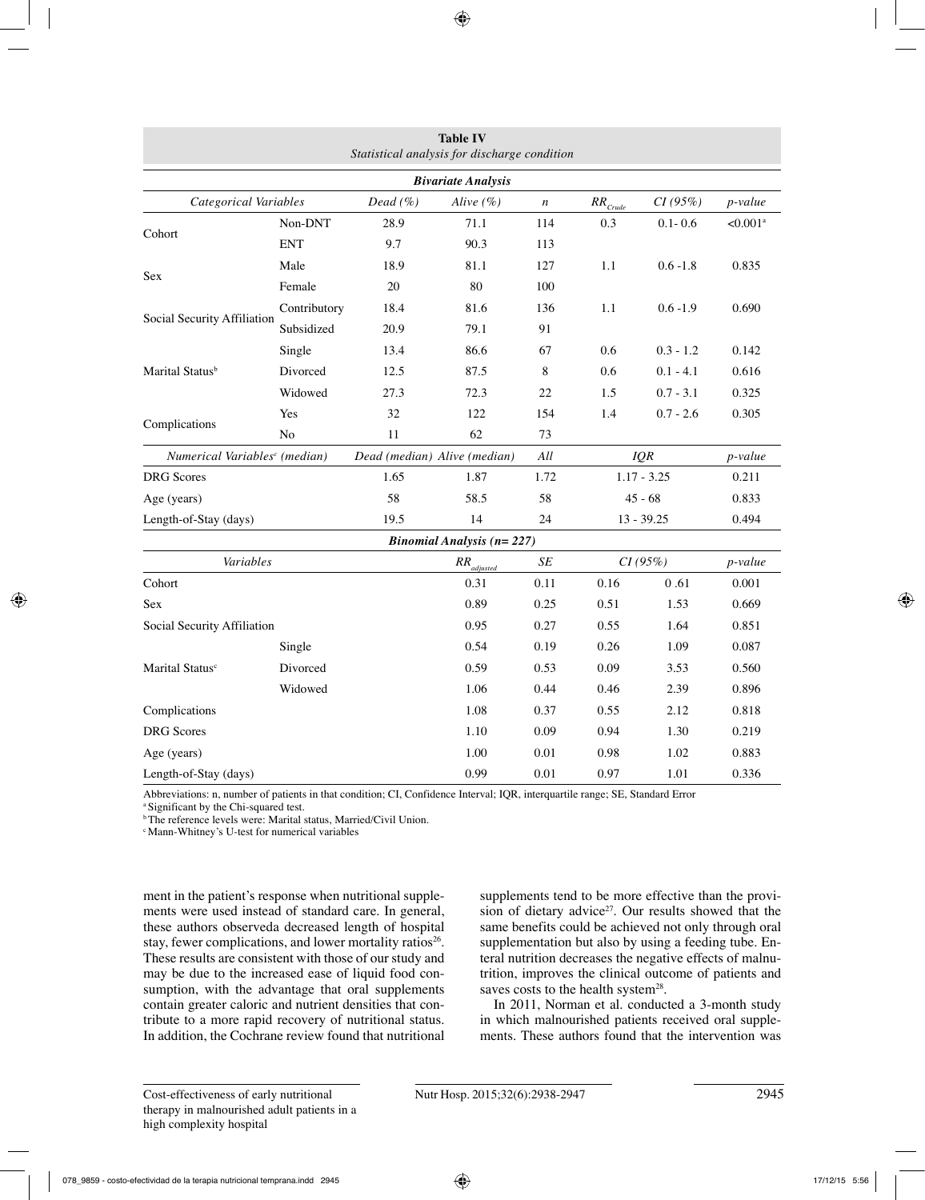**Table IV**
*Statistical analysis for discharge condition*

| *Bivariate Analysis* | | | | | | | |
|---|---|---|---|---|---|---|---|
| *Categorical Variables* | | *Dead (%)* | *Alive (%)* | *n* | $RR_{Crude}$ | *CI (95%)* | *p-value* |
| Cohort | Non-DNT | 28.9 | 71.1 | 114 | 0.3 | 0.1- 0.6 | <0.001[a] |
| | ENT | 9.7 | 90.3 | 113 | | | |
| Sex | Male | 18.9 | 81.1 | 127 | 1.1 | 0.6 -1.8 | 0.835 |
| | Female | 20 | 80 | 100 | | | |
| Social Security Affiliation | Contributory | 18.4 | 81.6 | 136 | 1.1 | 0.6 -1.9 | 0.690 |
| | Subsidized | 20.9 | 79.1 | 91 | | | |
| Marital Status[b] | Single | 13.4 | 86.6 | 67 | 0.6 | 0.3 - 1.2 | 0.142 |
| | Divorced | 12.5 | 87.5 | 8 | 0.6 | 0.1 - 4.1 | 0.616 |
| | Widowed | 27.3 | 72.3 | 22 | 1.5 | 0.7 - 3.1 | 0.325 |
| Complications | Yes | 32 | 122 | 154 | 1.4 | 0.7 - 2.6 | 0.305 |
| | No | 11 | 62 | 73 | | | |
| *Numerical Variables[c] (median)* | | *Dead (median)* | *Alive (median)* | *All* | *IQR* | | *p-value* |
| DRG Scores | | 1.65 | 1.87 | 1.72 | 1.17 - 3.25 | | 0.211 |
| Age (years) | | 58 | 58.5 | 58 | 45 - 68 | | 0.833 |
| Length-of-Stay (days) | | 19.5 | 14 | 24 | 13 - 39.25 | | 0.494 |
| *Binomial Analysis (n= 227)* | | | | | | | |
| *Variables* | | | $RR_{adjusted}$ | *SE* | *CI (95%)* | | *p-value* |
| Cohort | | | 0.31 | 0.11 | 0.16 | 0 .61 | 0.001 |
| Sex | | | 0.89 | 0.25 | 0.51 | 1.53 | 0.669 |
| Social Security Affiliation | | | 0.95 | 0.27 | 0.55 | 1.64 | 0.851 |
| Marital Status[c] | Single | | 0.54 | 0.19 | 0.26 | 1.09 | 0.087 |
| | Divorced | | 0.59 | 0.53 | 0.09 | 3.53 | 0.560 |
| | Widowed | | 1.06 | 0.44 | 0.46 | 2.39 | 0.896 |
| Complications | | | 1.08 | 0.37 | 0.55 | 2.12 | 0.818 |
| DRG Scores | | | 1.10 | 0.09 | 0.94 | 1.30 | 0.219 |
| Age (years) | | | 1.00 | 0.01 | 0.98 | 1.02 | 0.883 |
| Length-of-Stay (days) | | | 0.99 | 0.01 | 0.97 | 1.01 | 0.336 |

Abbreviations: n, number of patients in that condition; CI, Confidence Interval; IQR, interquartile range; SE, Standard Error
[a] Significant by the Chi-squared test.
[b] The reference levels were: Marital status, Married/Civil Union.
[c] Mann-Whitney's U-test for numerical variables

ment in the patient's response when nutritional supplements were used instead of standard care. In general, these authors observeda decreased length of hospital stay, fewer complications, and lower mortality ratios[26]. These results are consistent with those of our study and may be due to the increased ease of liquid food consumption, with the advantage that oral supplements contain greater caloric and nutrient densities that contribute to a more rapid recovery of nutritional status. In addition, the Cochrane review found that nutritional supplements tend to be more effective than the provision of dietary advice[27]. Our results showed that the same benefits could be achieved not only through oral supplementation but also by using a feeding tube. Enteral nutrition decreases the negative effects of malnutrition, improves the clinical outcome of patients and saves costs to the health system[28].

In 2011, Norman et al. conducted a 3-month study in which malnourished patients received oral supplements. These authors found that the intervention was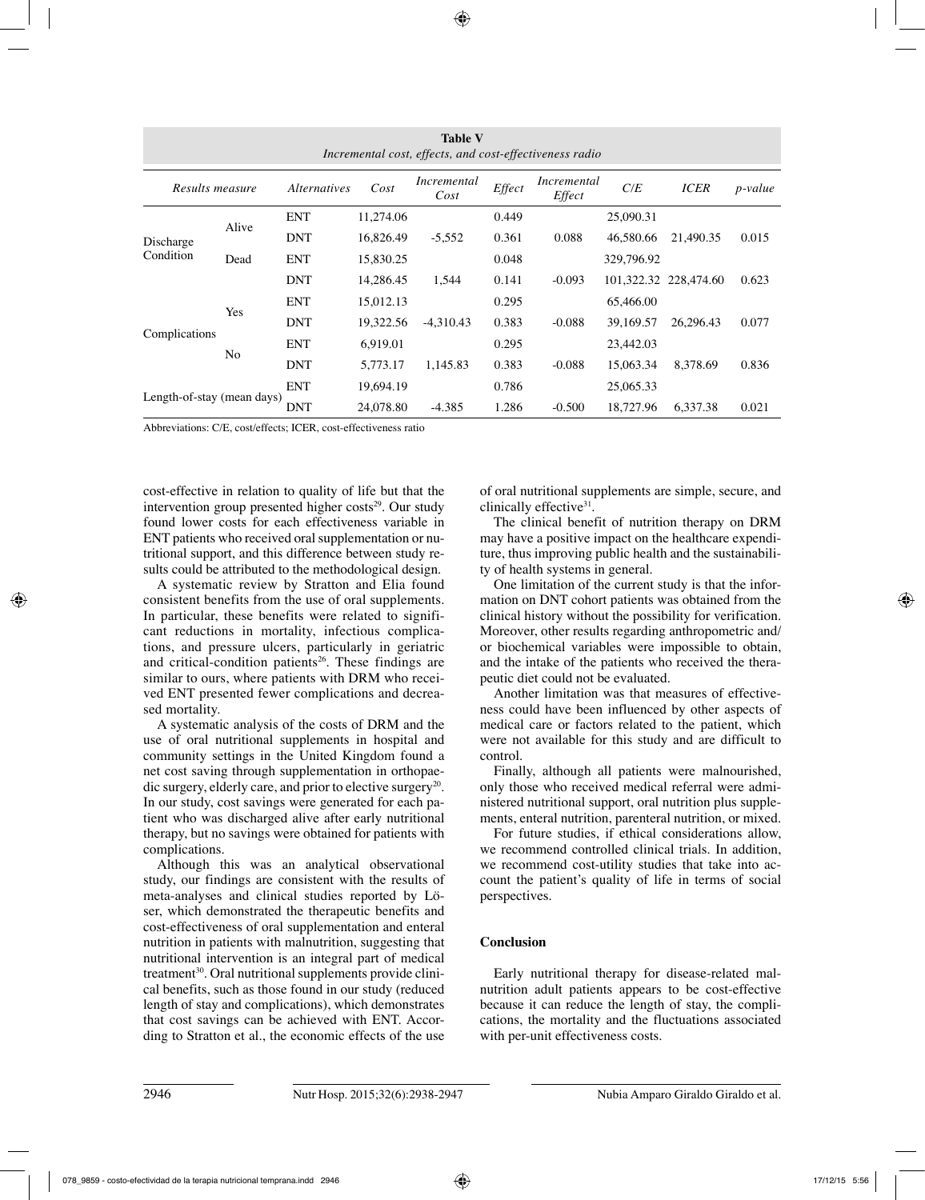**Table V**
*Incremental cost, effects, and cost-effectiveness radio*

| *Results measure* | | *Alternatives* | *Cost* | *Incremental Cost* | *Effect* | *Incremental Effect* | *C/E* | *ICER* | *p-value* |
|---|---|---|---|---|---|---|---|---|---|
| Discharge Condition | Alive | ENT | 11,274.06 | | 0.449 | | 25,090.31 | | |
| | | DNT | 16,826.49 | -5,552 | 0.361 | 0.088 | 46,580.66 | 21,490.35 | 0.015 |
| | Dead | ENT | 15,830.25 | | 0.048 | | 329,796.92 | | |
| | | DNT | 14,286.45 | 1,544 | 0.141 | -0.093 | 101,322.32 | 228,474.60 | 0.623 |
| Complications | Yes | ENT | 15,012.13 | | 0.295 | | 65,466.00 | | |
| | | DNT | 19,322.56 | -4,310.43 | 0.383 | -0.088 | 39,169.57 | 26,296.43 | 0.077 |
| | No | ENT | 6,919.01 | | 0.295 | | 23,442.03 | | |
| | | DNT | 5,773.17 | 1,145.83 | 0.383 | -0.088 | 15,063.34 | 8,378.69 | 0.836 |
| Length-of-stay (mean days) | | ENT | 19,694.19 | | 0.786 | | 25,065.33 | | |
| | | DNT | 24,078.80 | -4.385 | 1.286 | -0.500 | 18,727.96 | 6,337.38 | 0.021 |

Abbreviations: C/E, cost/effects; ICER, cost-effectiveness ratio

cost-effective in relation to quality of life but that the intervention group presented higher costs[29]. Our study found lower costs for each effectiveness variable in ENT patients who received oral supplementation or nutritional support, and this difference between study results could be attributed to the methodological design.

A systematic review by Stratton and Elia found consistent benefits from the use of oral supplements. In particular, these benefits were related to significant reductions in mortality, infectious complications, and pressure ulcers, particularly in geriatric and critical-condition patients[26]. These findings are similar to ours, where patients with DRM who received ENT presented fewer complications and decreased mortality.

A systematic analysis of the costs of DRM and the use of oral nutritional supplements in hospital and community settings in the United Kingdom found a net cost saving through supplementation in orthopaedic surgery, elderly care, and prior to elective surgery[20]. In our study, cost savings were generated for each patient who was discharged alive after early nutritional therapy, but no savings were obtained for patients with complications.

Although this was an analytical observational study, our findings are consistent with the results of meta-analyses and clinical studies reported by Löser, which demonstrated the therapeutic benefits and cost-effectiveness of oral supplementation and enteral nutrition in patients with malnutrition, suggesting that nutritional intervention is an integral part of medical treatment[30]. Oral nutritional supplements provide clinical benefits, such as those found in our study (reduced length of stay and complications), which demonstrates that cost savings can be achieved with ENT. According to Stratton et al., the economic effects of the use of oral nutritional supplements are simple, secure, and clinically effective[31].

The clinical benefit of nutrition therapy on DRM may have a positive impact on the healthcare expenditure, thus improving public health and the sustainability of health systems in general.

One limitation of the current study is that the information on DNT cohort patients was obtained from the clinical history without the possibility for verification. Moreover, other results regarding anthropometric and/or biochemical variables were impossible to obtain, and the intake of the patients who received the therapeutic diet could not be evaluated.

Another limitation was that measures of effectiveness could have been influenced by other aspects of medical care or factors related to the patient, which were not available for this study and are difficult to control.

Finally, although all patients were malnourished, only those who received medical referral were administered nutritional support, oral nutrition plus supplements, enteral nutrition, parenteral nutrition, or mixed.

For future studies, if ethical considerations allow, we recommend controlled clinical trials. In addition, we recommend cost-utility studies that take into account the patient's quality of life in terms of social perspectives.

## Conclusion

Early nutritional therapy for disease-related malnutrition adult patients appears to be cost-effective because it can reduce the length of stay, the complications, the mortality and the fluctuations associated with per-unit effectiveness costs.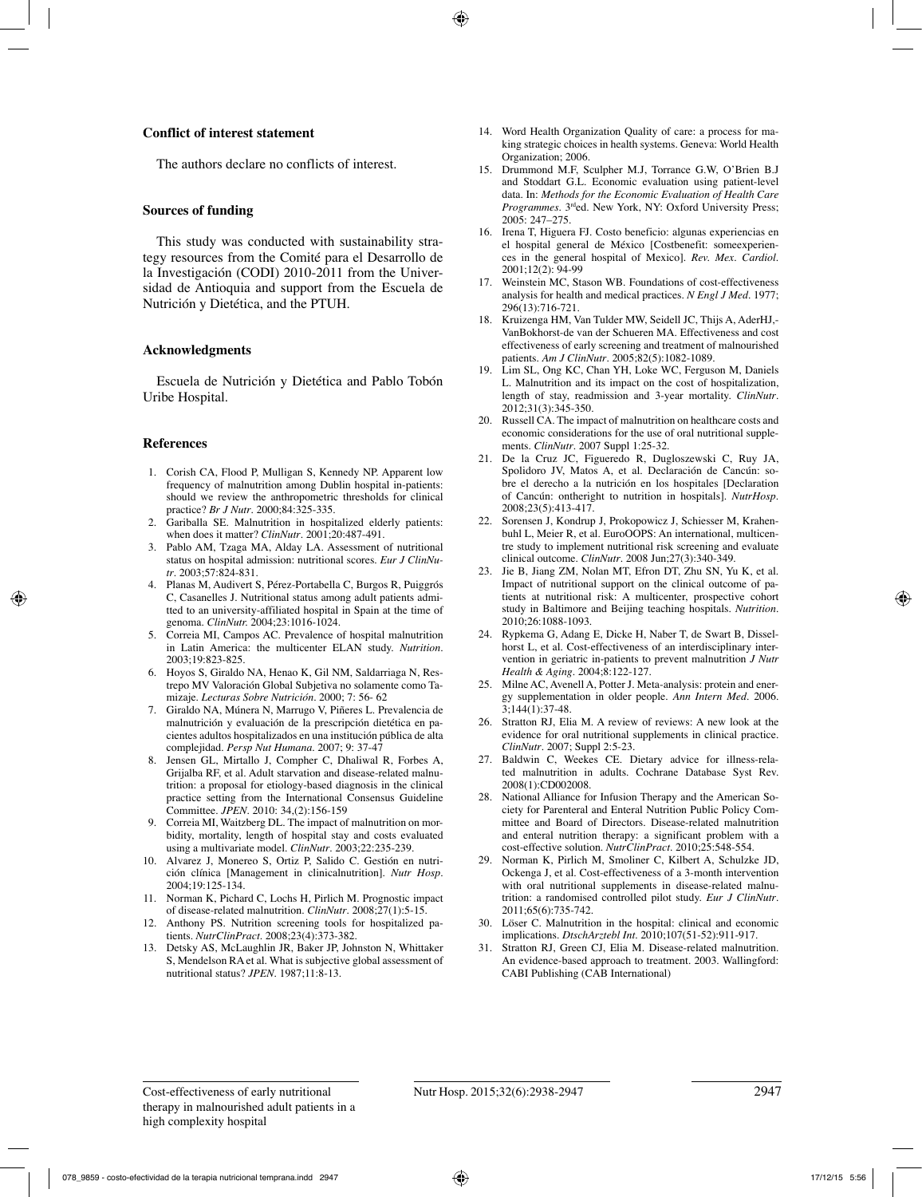### Conflict of interest statement

The authors declare no conflicts of interest.

### Sources of funding

This study was conducted with sustainability strategy resources from the Comité para el Desarrollo de la Investigación (CODI) 2010-2011 from the Universidad de Antioquia and support from the Escuela de Nutrición y Dietética, and the PTUH.

### Acknowledgments

Escuela de Nutrición y Dietética and Pablo Tobón Uribe Hospital.

### References

1. Corish CA, Flood P, Mulligan S, Kennedy NP. Apparent low frequency of malnutrition among Dublin hospital in-patients: should we review the anthropometric thresholds for clinical practice? *Br J Nutr*. 2000;84:325-335.
2. Gariballa SE. Malnutrition in hospitalized elderly patients: when does it matter? *ClinNutr*. 2001;20:487-491.
3. Pablo AM, Tzaga MA, Alday LA. Assessment of nutritional status on hospital admission: nutritional scores. *Eur J ClinNutr*. 2003;57:824-831.
4. Planas M, Audivert S, Pérez-Portabella C, Burgos R, Puiggrós C, Casanelles J. Nutritional status among adult patients admitted to an university-affiliated hospital in Spain at the time of genoma. *ClinNutr.* 2004;23:1016-1024.
5. Correia MI, Campos AC. Prevalence of hospital malnutrition in Latin America: the multicenter ELAN study. *Nutrition*. 2003;19:823-825.
6. Hoyos S, Giraldo NA, Henao K, Gil NM, Saldarriaga N, Restrepo MV Valoración Global Subjetiva no solamente como Tamizaje. *Lecturas Sobre Nutrición*. 2000; 7: 56- 62
7. Giraldo NA, Múnera N, Marrugo V, Piñeres L. Prevalencia de malnutrición y evaluación de la prescripción dietética en pacientes adultos hospitalizados en una institución pública de alta complejidad. *Persp Nut Humana*. 2007; 9: 37-47
8. Jensen GL, Mirtallo J, Compher C, Dhaliwal R, Forbes A, Grijalba RF, et al. Adult starvation and disease-related malnutrition: a proposal for etiology-based diagnosis in the clinical practice setting from the International Consensus Guideline Committee. *JPEN*. 2010: 34,(2):156-159
9. Correia MI, Waitzberg DL. The impact of malnutrition on morbidity, mortality, length of hospital stay and costs evaluated using a multivariate model. *ClinNutr*. 2003;22:235-239.
10. Alvarez J, Monereo S, Ortiz P, Salido C. Gestión en nutrición clínica [Management in clinicalnutrition]. *Nutr Hosp*. 2004;19:125-134.
11. Norman K, Pichard C, Lochs H, Pirlich M. Prognostic impact of disease-related malnutrition. *ClinNutr*. 2008;27(1):5-15.
12. Anthony PS. Nutrition screening tools for hospitalized patients. *NutrClinPract*. 2008;23(4):373-382.
13. Detsky AS, McLaughlin JR, Baker JP, Johnston N, Whittaker S, Mendelson RA et al. What is subjective global assessment of nutritional status? *JPEN*. 1987;11:8-13.
14. Word Health Organization Quality of care: a process for making strategic choices in health systems. Geneva: World Health Organization; 2006.
15. Drummond M.F, Sculpher M.J, Torrance G.W, O'Brien B.J and Stoddart G.L. Economic evaluation using patient-level data. In: *Methods for the Economic Evaluation of Health Care Programmes*. 3rded. New York, NY: Oxford University Press; 2005: 247–275.
16. Irena T, Higuera FJ. Costo beneficio: algunas experiencias en el hospital general de México [Costbenefit: someexperiences in the general hospital of Mexico]. *Rev. Mex. Cardiol.* 2001;12(2): 94-99
17. Weinstein MC, Stason WB. Foundations of cost-effectiveness analysis for health and medical practices. *N Engl J Med*. 1977; 296(13):716-721.
18. Kruizenga HM, Van Tulder MW, Seidell JC, Thijs A, AderHJ,-VanBokhorst-de van der Schueren MA. Effectiveness and cost effectiveness of early screening and treatment of malnourished patients. *Am J ClinNutr*. 2005;82(5):1082-1089.
19. Lim SL, Ong KC, Chan YH, Loke WC, Ferguson M, Daniels L. Malnutrition and its impact on the cost of hospitalization, length of stay, readmission and 3-year mortality. *ClinNutr*. 2012;31(3):345-350.
20. Russell CA. The impact of malnutrition on healthcare costs and economic considerations for the use of oral nutritional supplements. *ClinNutr*. 2007 Suppl 1:25-32.
21. De la Cruz JC, Figueredo R, Dugloszewski C, Ruy JA, Spolidoro JV, Matos A, et al. Declaración de Cancún: sobre el derecho a la nutrición en los hospitales [Declaration of Cancún: onteright to nutrition in hospitals]. *NutrHosp*. 2008;23(5):413-417.
22. Sorensen J, Kondrup J, Prokopowicz J, Schiesser M, Krahenbuhl L, Meier R, et al. EuroOOPS: An international, multicentre study to implement nutritional risk screening and evaluate clinical outcome. *ClinNutr*. 2008 Jun;27(3):340-349.
23. Jie B, Jiang ZM, Nolan MT, Efron DT, Zhu SN, Yu K, et al. Impact of nutritional support on the clinical outcome of patients at nutritional risk: A multicenter, prospective cohort study in Baltimore and Beijing teaching hospitals. *Nutrition*. 2010;26:1088-1093.
24. Rypkema G, Adang E, Dicke H, Naber T, de Swart B, Disselhorst L, et al. Cost-effectiveness of an interdisciplinary intervention in geriatric in-patients to prevent malnutrition *J Nutr Health & Aging*. 2004;8:122-127.
25. Milne AC, Avenell A, Potter J. Meta-analysis: protein and energy supplementation in older people. *Ann Intern Med*. 2006. 3;144(1):37-48.
26. Stratton RJ, Elia M. A review of reviews: A new look at the evidence for oral nutritional supplements in clinical practice. *ClinNutr*. 2007; Suppl 2:5-23.
27. Baldwin C, Weekes CE. Dietary advice for illness-related malnutrition in adults. Cochrane Database Syst Rev. 2008(1):CD002008.
28. National Alliance for Infusion Therapy and the American Society for Parenteral and Enteral Nutrition Public Policy Committee and Board of Directors. Disease-related malnutrition and enteral nutrition therapy: a significant problem with a cost-effective solution. *NutrClinPract*. 2010;25:548-554.
29. Norman K, Pirlich M, Smoliner C, Kilbert A, Schulzke JD, Ockenga J, et al. Cost-effectiveness of a 3-month intervention with oral nutritional supplements in disease-related malnutrition: a randomised controlled pilot study. *Eur J ClinNutr*. 2011;65(6):735-742.
30. Löser C. Malnutrition in the hospital: clinical and economic implications. *DtschArztebl Int*. 2010;107(51-52):911-917.
31. Stratton RJ, Green CJ, Elia M. Disease-related malnutrition. An evidence-based approach to treatment. 2003. Wallingford: CABI Publishing (CAB International)